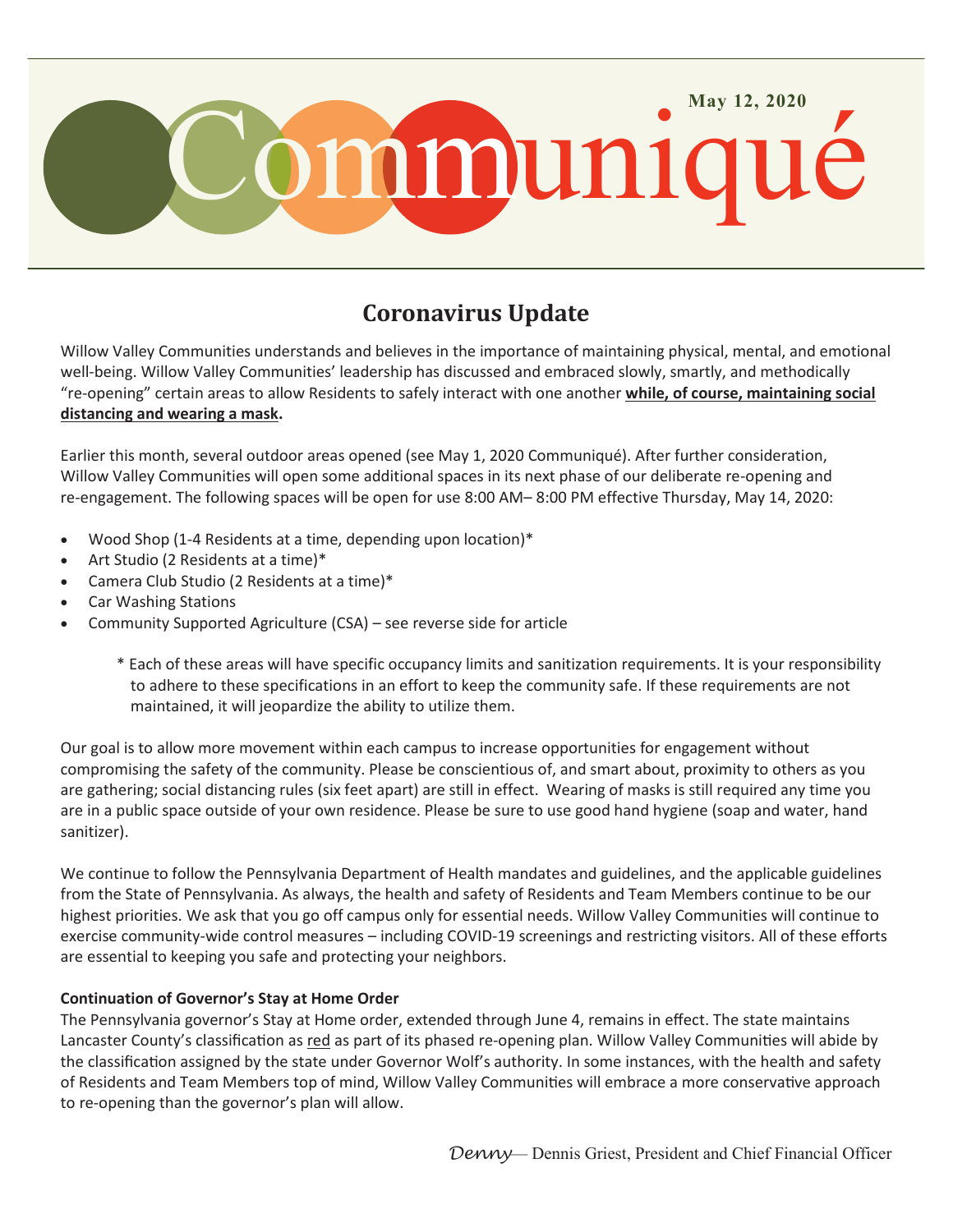May 12, 2020

# Communiqué

## Coronavirus Update

Willow Valley Communities understands and believes in the importance of maintaining physical, mental, and emotional well-being. Willow Valley Communities' leadership has discussed and embraced slowly, smartly, and methodically "re-opening" certain areas to allow Residents to safely interact with one another **while, of course, maintaining social distancing and wearing a mask.**

Earlier this month, several outdoor areas opened (see May 1, 2020 Communiqué). After further consideration, Willow Valley Communities will open some additional spaces in its next phase of our deliberate re-opening and re-engagement. The following spaces will be open for use 8:00 AM– 8:00 PM effective Thursday, May 14, 2020:

- Wood Shop (1-4 Residents at a time, depending upon location)*
- Art Studio (2 Residents at a time)*
- Camera Club Studio (2 Residents at a time)*
- Car Washing Stations
- Community Supported Agriculture (CSA) – see reverse side for article

\* Each of these areas will have specific occupancy limits and sanitization requirements. It is your responsibility to adhere to these specifications in an effort to keep the community safe. If these requirements are not maintained, it will jeopardize the ability to utilize them.

Our goal is to allow more movement within each campus to increase opportunities for engagement without compromising the safety of the community. Please be conscientious of, and smart about, proximity to others as you are gathering; social distancing rules (six feet apart) are still in effect. Wearing of masks is still required any time you are in a public space outside of your own residence. Please be sure to use good hand hygiene (soap and water, hand sanitizer).

We continue to follow the Pennsylvania Department of Health mandates and guidelines, and the applicable guidelines from the State of Pennsylvania. As always, the health and safety of Residents and Team Members continue to be our highest priorities. We ask that you go off campus only for essential needs. Willow Valley Communities will continue to exercise community-wide control measures – including COVID-19 screenings and restricting visitors. All of these efforts are essential to keeping you safe and protecting your neighbors.

**Continuation of Governor's Stay at Home Order**

The Pennsylvania governor's Stay at Home order, extended through June 4, remains in effect. The state maintains Lancaster County's classification as red as part of its phased re-opening plan. Willow Valley Communities will abide by the classification assigned by the state under Governor Wolf's authority. In some instances, with the health and safety of Residents and Team Members top of mind, Willow Valley Communities will embrace a more conservative approach to re-opening than the governor's plan will allow.

*Denny*— Dennis Griest, President and Chief Financial Officer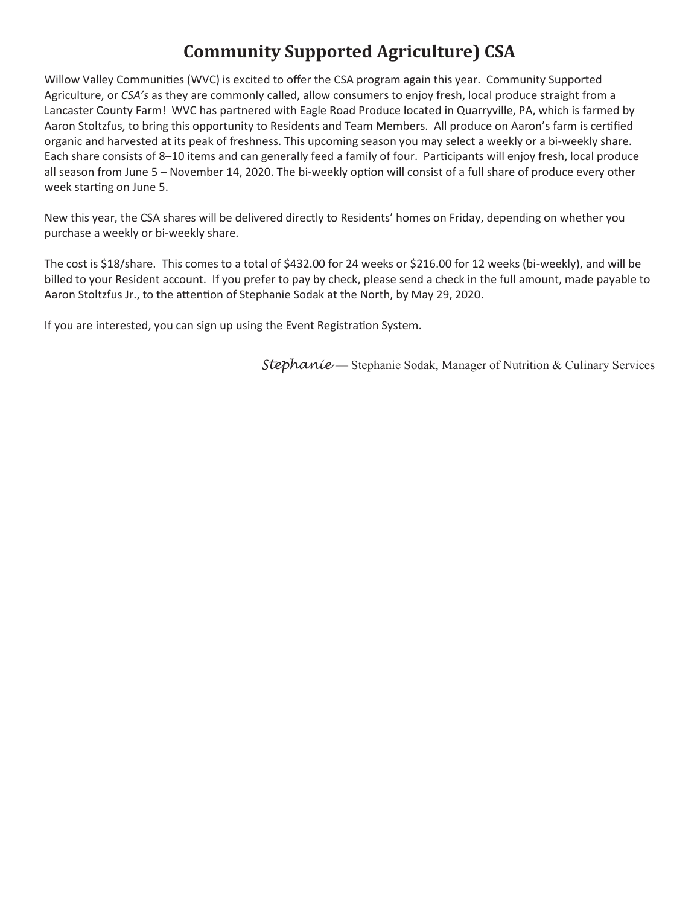# Community Supported Agriculture) CSA

Willow Valley Communities (WVC) is excited to offer the CSA program again this year. Community Supported Agriculture, or *CSA's* as they are commonly called, allow consumers to enjoy fresh, local produce straight from a Lancaster County Farm! WVC has partnered with Eagle Road Produce located in Quarryville, PA, which is farmed by Aaron Stoltzfus, to bring this opportunity to Residents and Team Members. All produce on Aaron's farm is certified organic and harvested at its peak of freshness. This upcoming season you may select a weekly or a bi-weekly share. Each share consists of 8–10 items and can generally feed a family of four. Participants will enjoy fresh, local produce all season from June 5 – November 14, 2020. The bi-weekly option will consist of a full share of produce every other week starting on June 5.

New this year, the CSA shares will be delivered directly to Residents' homes on Friday, depending on whether you purchase a weekly or bi-weekly share.

The cost is $18/share. This comes to a total of $432.00 for 24 weeks or $216.00 for 12 weeks (bi-weekly), and will be billed to your Resident account. If you prefer to pay by check, please send a check in the full amount, made payable to Aaron Stoltzfus Jr., to the attention of Stephanie Sodak at the North, by May 29, 2020.

If you are interested, you can sign up using the Event Registration System.

*Stephanie* — Stephanie Sodak, Manager of Nutrition & Culinary Services